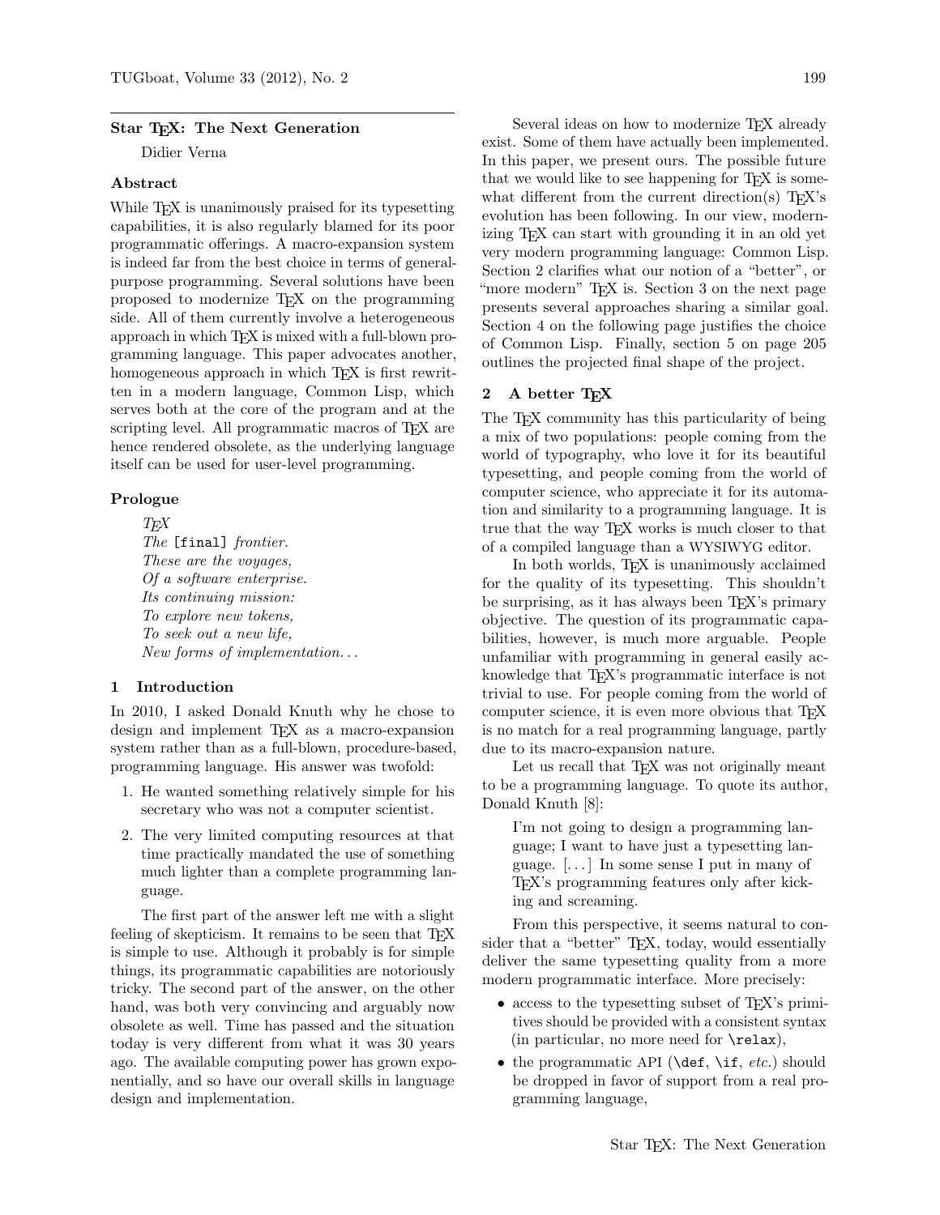# Star TEX: The Next Generation

Didier Verna

## Abstract

While TEX is unanimously praised for its typesetting capabilities, it is also regularly blamed for its poor programmatic offerings. A macro-expansion system is indeed far from the best choice in terms of general-purpose programming. Several solutions have been proposed to modernize TEX on the programming side. All of them currently involve a heterogeneous approach in which TEX is mixed with a full-blown programming language. This paper advocates another, homogeneous approach in which TEX is first rewritten in a modern language, Common Lisp, which serves both at the core of the program and at the scripting level. All programmatic macros of TEX are hence rendered obsolete, as the underlying language itself can be used for user-level programming.

## Prologue

*TEX*
*The* `[final]` *frontier.*
*These are the voyages,*
*Of a software enterprise.*
*Its continuing mission:*
*To explore new tokens,*
*To seek out a new life,*
*New forms of implementation…*

## 1 Introduction

In 2010, I asked Donald Knuth why he chose to design and implement TEX as a macro-expansion system rather than as a full-blown, procedure-based, programming language. His answer was twofold:

1. He wanted something relatively simple for his secretary who was not a computer scientist.
2. The very limited computing resources at that time practically mandated the use of something much lighter than a complete programming language.

The first part of the answer left me with a slight feeling of skepticism. It remains to be seen that TEX is simple to use. Although it probably is for simple things, its programmatic capabilities are notoriously tricky. The second part of the answer, on the other hand, was both very convincing and arguably now obsolete as well. Time has passed and the situation today is very different from what it was 30 years ago. The available computing power has grown exponentially, and so have our overall skills in language design and implementation.

Several ideas on how to modernize TEX already exist. Some of them have actually been implemented. In this paper, we present ours. The possible future that we would like to see happening for TEX is somewhat different from the current direction(s) TEX's evolution has been following. In our view, modernizing TEX can start with grounding it in an old yet very modern programming language: Common Lisp. Section 2 clarifies what our notion of a "better", or "more modern" TEX is. Section 3 on the next page presents several approaches sharing a similar goal. Section 4 on the following page justifies the choice of Common Lisp. Finally, section 5 on page 205 outlines the projected final shape of the project.

## 2 A better TEX

The TEX community has this particularity of being a mix of two populations: people coming from the world of typography, who love it for its beautiful typesetting, and people coming from the world of computer science, who appreciate it for its automation and similarity to a programming language. It is true that the way TEX works is much closer to that of a compiled language than a WYSIWYG editor.

In both worlds, TEX is unanimously acclaimed for the quality of its typesetting. This shouldn't be surprising, as it has always been TEX's primary objective. The question of its programmatic capabilities, however, is much more arguable. People unfamiliar with programming in general easily acknowledge that TEX's programmatic interface is not trivial to use. For people coming from the world of computer science, it is even more obvious that TEX is no match for a real programming language, partly due to its macro-expansion nature.

Let us recall that TEX was not originally meant to be a programming language. To quote its author, Donald Knuth [8]:

> I'm not going to design a programming language; I want to have just a typesetting language. [...] In some sense I put in many of TEX's programming features only after kicking and screaming.

From this perspective, it seems natural to consider that a "better" TEX, today, would essentially deliver the same typesetting quality from a more modern programmatic interface. More precisely:

- access to the typesetting subset of TEX's primitives should be provided with a consistent syntax (in particular, no more need for `\relax`),
- the programmatic API (`\def`, `\if`, *etc.*) should be dropped in favor of support from a real programming language,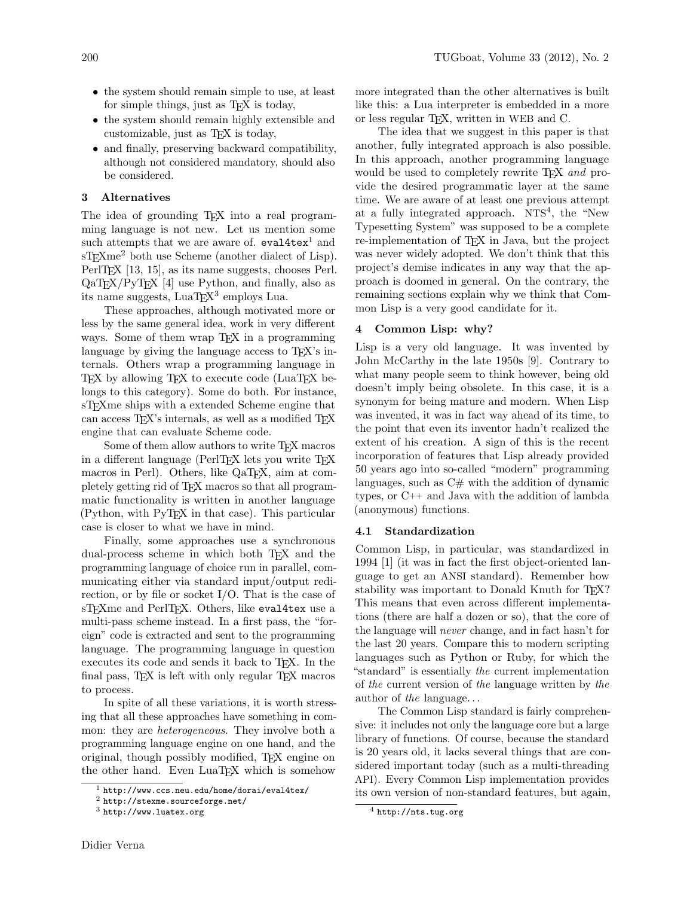- the system should remain simple to use, at least for simple things, just as TeX is today,
- the system should remain highly extensible and customizable, just as TeX is today,
- and finally, preserving backward compatibility, although not considered mandatory, should also be considered.

## 3 Alternatives

The idea of grounding TeX into a real programming language is not new. Let us mention some such attempts that we are aware of. `eval4tex`[1] and sTeXme[2] both use Scheme (another dialect of Lisp). PerlTeX [13, 15], as its name suggests, chooses Perl. QaTeX/PyTeX [4] use Python, and finally, also as its name suggests, LuaTeX[3] employs Lua.

These approaches, although motivated more or less by the same general idea, work in very different ways. Some of them wrap TeX in a programming language by giving the language access to TeX's internals. Others wrap a programming language in TeX by allowing TeX to execute code (LuaTeX belongs to this category). Some do both. For instance, sTeXme ships with a extended Scheme engine that can access TeX's internals, as well as a modified TeX engine that can evaluate Scheme code.

Some of them allow authors to write TeX macros in a different language (PerlTeX lets you write TeX macros in Perl). Others, like QaTeX, aim at completely getting rid of TeX macros so that all programmatic functionality is written in another language (Python, with PyTeX in that case). This particular case is closer to what we have in mind.

Finally, some approaches use a synchronous dual-process scheme in which both TeX and the programming language of choice run in parallel, communicating either via standard input/output redirection, or by file or socket I/O. That is the case of sTeXme and PerlTeX. Others, like `eval4tex` use a multi-pass scheme instead. In a first pass, the "foreign" code is extracted and sent to the programming language. The programming language in question executes its code and sends it back to TeX. In the final pass, TeX is left with only regular TeX macros to process.

In spite of all these variations, it is worth stressing that all these approaches have something in common: they are *heterogeneous*. They involve both a programming language engine on one hand, and the original, though possibly modified, TeX engine on the other hand. Even LuaTeX which is somehow more integrated than the other alternatives is built like this: a Lua interpreter is embedded in a more or less regular TeX, written in WEB and C.

The idea that we suggest in this paper is that another, fully integrated approach is also possible. In this approach, another programming language would be used to completely rewrite TeX *and* provide the desired programmatic layer at the same time. We are aware of at least one previous attempt at a fully integrated approach. NTS[4], the "New Typesetting System" was supposed to be a complete re-implementation of TeX in Java, but the project was never widely adopted. We don't think that this project's demise indicates in any way that the approach is doomed in general. On the contrary, the remaining sections explain why we think that Common Lisp is a very good candidate for it.

## 4 Common Lisp: why?

Lisp is a very old language. It was invented by John McCarthy in the late 1950s [9]. Contrary to what many people seem to think however, being old doesn't imply being obsolete. In this case, it is a synonym for being mature and modern. When Lisp was invented, it was in fact way ahead of its time, to the point that even its inventor hadn't realized the extent of his creation. A sign of this is the recent incorporation of features that Lisp already provided 50 years ago into so-called "modern" programming languages, such as C# with the addition of dynamic types, or C++ and Java with the addition of lambda (anonymous) functions.

### 4.1 Standardization

Common Lisp, in particular, was standardized in 1994 [1] (it was in fact the first object-oriented language to get an ANSI standard). Remember how stability was important to Donald Knuth for TeX? This means that even across different implementations (there are half a dozen or so), that the core of the language will *never* change, and in fact hasn't for the last 20 years. Compare this to modern scripting languages such as Python or Ruby, for which the "standard" is essentially *the* current implementation of *the* current version of *the* language written by *the* author of *the* language…

The Common Lisp standard is fairly comprehensive: it includes not only the language core but a large library of functions. Of course, because the standard is 20 years old, it lacks several things that are considered important today (such as a multi-threading API). Every Common Lisp implementation provides its own version of non-standard features, but again,

[1] http://www.ccs.neu.edu/home/dorai/eval4tex/

[2] http://stexme.sourceforge.net/

[3] http://www.luatex.org

[4] http://nts.tug.org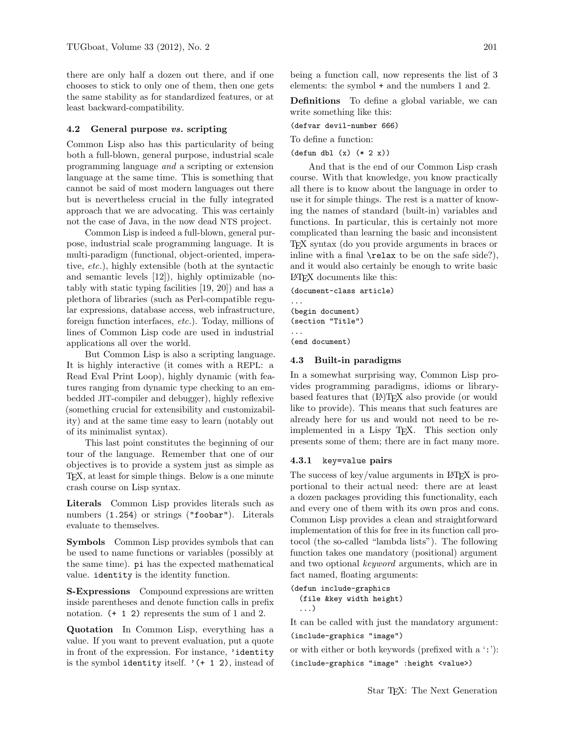there are only half a dozen out there, and if one chooses to stick to only one of them, then one gets the same stability as for standardized features, or at least backward-compatibility.

### 4.2 General purpose *vs.* scripting

Common Lisp also has this particularity of being both a full-blown, general purpose, industrial scale programming language *and* a scripting or extension language at the same time. This is something that cannot be said of most modern languages out there but is nevertheless crucial in the fully integrated approach that we are advocating. This was certainly not the case of Java, in the now dead NTS project.

Common Lisp is indeed a full-blown, general purpose, industrial scale programming language. It is multi-paradigm (functional, object-oriented, imperative, *etc.*), highly extensible (both at the syntactic and semantic levels [12]), highly optimizable (notably with static typing facilities [19, 20]) and has a plethora of libraries (such as Perl-compatible regular expressions, database access, web infrastructure, foreign function interfaces, *etc.*). Today, millions of lines of Common Lisp code are used in industrial applications all over the world.

But Common Lisp is also a scripting language. It is highly interactive (it comes with a REPL: a Read Eval Print Loop), highly dynamic (with features ranging from dynamic type checking to an embedded JIT-compiler and debugger), highly reflexive (something crucial for extensibility and customizability) and at the same time easy to learn (notably out of its minimalist syntax).

This last point constitutes the beginning of our tour of the language. Remember that one of our objectives is to provide a system just as simple as TeX, at least for simple things. Below is a one minute crash course on Lisp syntax.

**Literals** Common Lisp provides literals such as numbers (`1.254`) or strings (`"foobar"`). Literals evaluate to themselves.

**Symbols** Common Lisp provides symbols that can be used to name functions or variables (possibly at the same time). `pi` has the expected mathematical value. `identity` is the identity function.

**S-Expressions** Compound expressions are written inside parentheses and denote function calls in prefix notation. `(+ 1 2)` represents the sum of 1 and 2.

**Quotation** In Common Lisp, everything has a value. If you want to prevent evaluation, put a quote in front of the expression. For instance, `'identity` is the symbol `identity` itself. `'(+ 1 2)`, instead of being a function call, now represents the list of 3 elements: the symbol `+` and the numbers 1 and 2.

**Definitions** To define a global variable, we can write something like this:

```
(defvar devil-number 666)
```

To define a function:

```
(defun dbl (x) (* 2 x))
```

And that is the end of our Common Lisp crash course. With that knowledge, you know practically all there is to know about the language in order to use it for simple things. The rest is a matter of knowing the names of standard (built-in) variables and functions. In particular, this is certainly not more complicated than learning the basic and inconsistent TeX syntax (do you provide arguments in braces or inline with a final `\relax` to be on the safe side?), and it would also certainly be enough to write basic LaTeX documents like this:

```
(document-class article)
...
(begin document)
(section "Title")
...
(end document)
```

### 4.3 Built-in paradigms

In a somewhat surprising way, Common Lisp provides programming paradigms, idioms or library-based features that (LA)TeX also provide (or would like to provide). This means that such features are already here for us and would not need to be reimplemented in a Lispy TeX. This section only presents some of them; there are in fact many more.

#### 4.3.1 `key=value` pairs

The success of key/value arguments in LaTeX is proportional to their actual need: there are at least a dozen packages providing this functionality, each and every one of them with its own pros and cons. Common Lisp provides a clean and straightforward implementation of this for free in its function call protocol (the so-called "lambda lists"). The following function takes one mandatory (positional) argument and two optional *keyword* arguments, which are in fact named, floating arguments:

```
(defun include-graphics
  (file &key width height)
  ...)
```

It can be called with just the mandatory argument:

```
(include-graphics "image")
```

or with either or both keywords (prefixed with a ':'):

```
(include-graphics "image" :height <value>)
```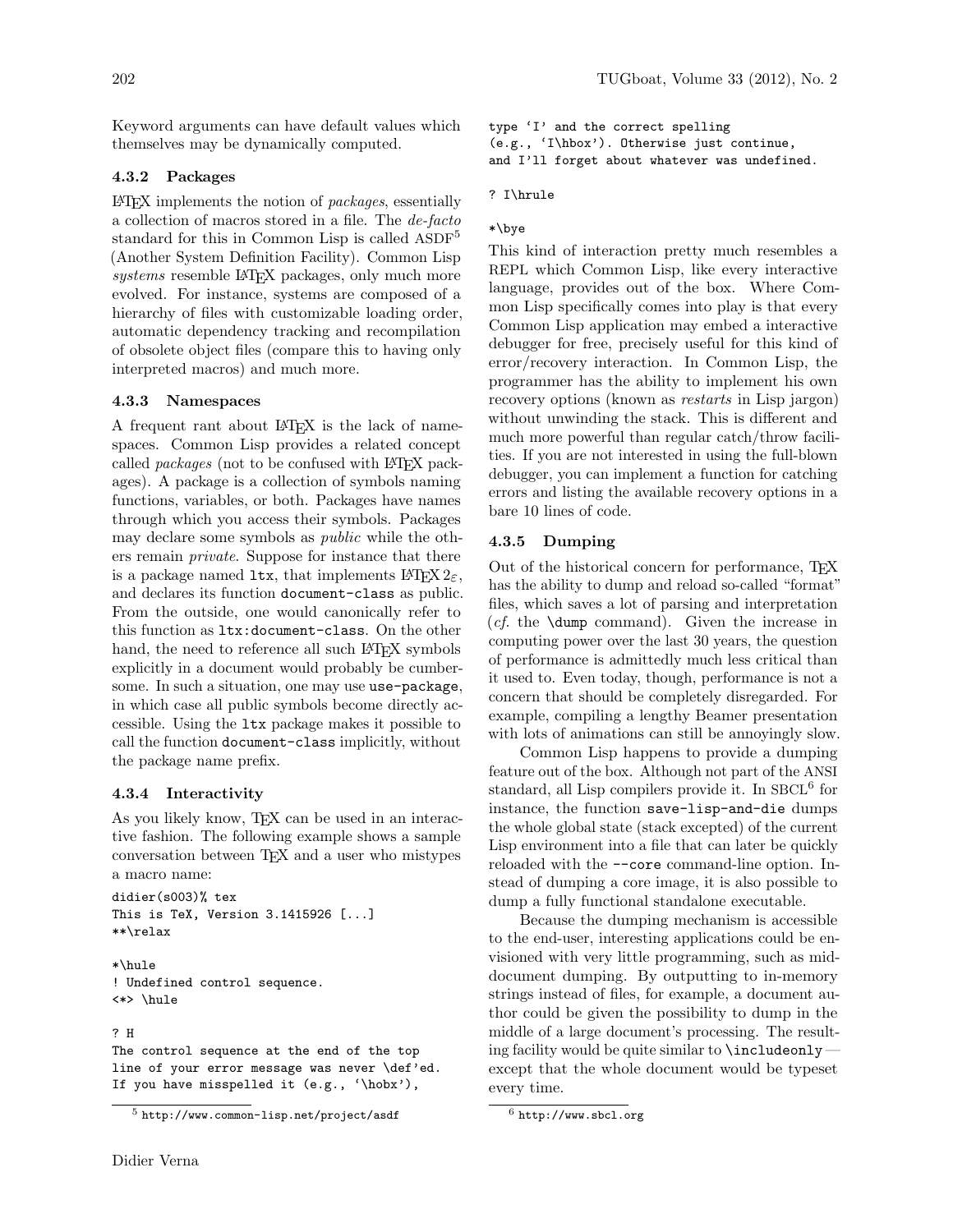Keyword arguments can have default values which themselves may be dynamically computed.

### 4.3.2 Packages

LaTeX implements the notion of *packages*, essentially a collection of macros stored in a file. The *de-facto* standard for this in Common Lisp is called ASDF[5] (Another System Definition Facility). Common Lisp *systems* resemble LaTeX packages, only much more evolved. For instance, systems are composed of a hierarchy of files with customizable loading order, automatic dependency tracking and recompilation of obsolete object files (compare this to having only interpreted macros) and much more.

### 4.3.3 Namespaces

A frequent rant about LaTeX is the lack of namespaces. Common Lisp provides a related concept called *packages* (not to be confused with LaTeX packages). A package is a collection of symbols naming functions, variables, or both. Packages have names through which you access their symbols. Packages may declare some symbols as *public* while the others remain *private*. Suppose for instance that there is a package named `ltx`, that implements LaTeX $2_\varepsilon$, and declares its function `document-class` as public. From the outside, one would canonically refer to this function as `ltx:document-class`. On the other hand, the need to reference all such LaTeX symbols explicitly in a document would probably be cumbersome. In such a situation, one may use `use-package`, in which case all public symbols become directly accessible. Using the `ltx` package makes it possible to call the function `document-class` implicitly, without the package name prefix.

### 4.3.4 Interactivity

As you likely know, TeX can be used in an interactive fashion. The following example shows a sample conversation between TeX and a user who mistypes a macro name:

```
didier(s003)% tex
This is TeX, Version 3.1415926 [...]
**\relax

*\hule
! Undefined control sequence.
<*> \hule

? H
The control sequence at the end of the top
line of your error message was never \def'ed.
If you have misspelled it (e.g., `\hobx'),
type `I' and the correct spelling
(e.g., `I\hbox'). Otherwise just continue,
and I'll forget about whatever was undefined.

? I\hrule

*\bye
```

This kind of interaction pretty much resembles a REPL which Common Lisp, like every interactive language, provides out of the box. Where Common Lisp specifically comes into play is that every Common Lisp application may embed a interactive debugger for free, precisely useful for this kind of error/recovery interaction. In Common Lisp, the programmer has the ability to implement his own recovery options (known as *restarts* in Lisp jargon) without unwinding the stack. This is different and much more powerful than regular catch/throw facilities. If you are not interested in using the full-blown debugger, you can implement a function for catching errors and listing the available recovery options in a bare 10 lines of code.

### 4.3.5 Dumping

Out of the historical concern for performance, TeX has the ability to dump and reload so-called "format" files, which saves a lot of parsing and interpretation (*cf.* the `\dump` command). Given the increase in computing power over the last 30 years, the question of performance is admittedly much less critical than it used to. Even today, though, performance is not a concern that should be completely disregarded. For example, compiling a lengthy Beamer presentation with lots of animations can still be annoyingly slow.

Common Lisp happens to provide a dumping feature out of the box. Although not part of the ANSI standard, all Lisp compilers provide it. In SBCL[6] for instance, the function `save-lisp-and-die` dumps the whole global state (stack excepted) of the current Lisp environment into a file that can later be quickly reloaded with the `--core` command-line option. Instead of dumping a core image, it is also possible to dump a fully functional standalone executable.

Because the dumping mechanism is accessible to the end-user, interesting applications could be envisioned with very little programming, such as mid-document dumping. By outputting to in-memory strings instead of files, for example, a document author could be given the possibility to dump in the middle of a large document's processing. The resulting facility would be quite similar to `\includeonly` — except that the whole document would be typeset every time.

[5] http://www.common-lisp.net/project/asdf

[6] http://www.sbcl.org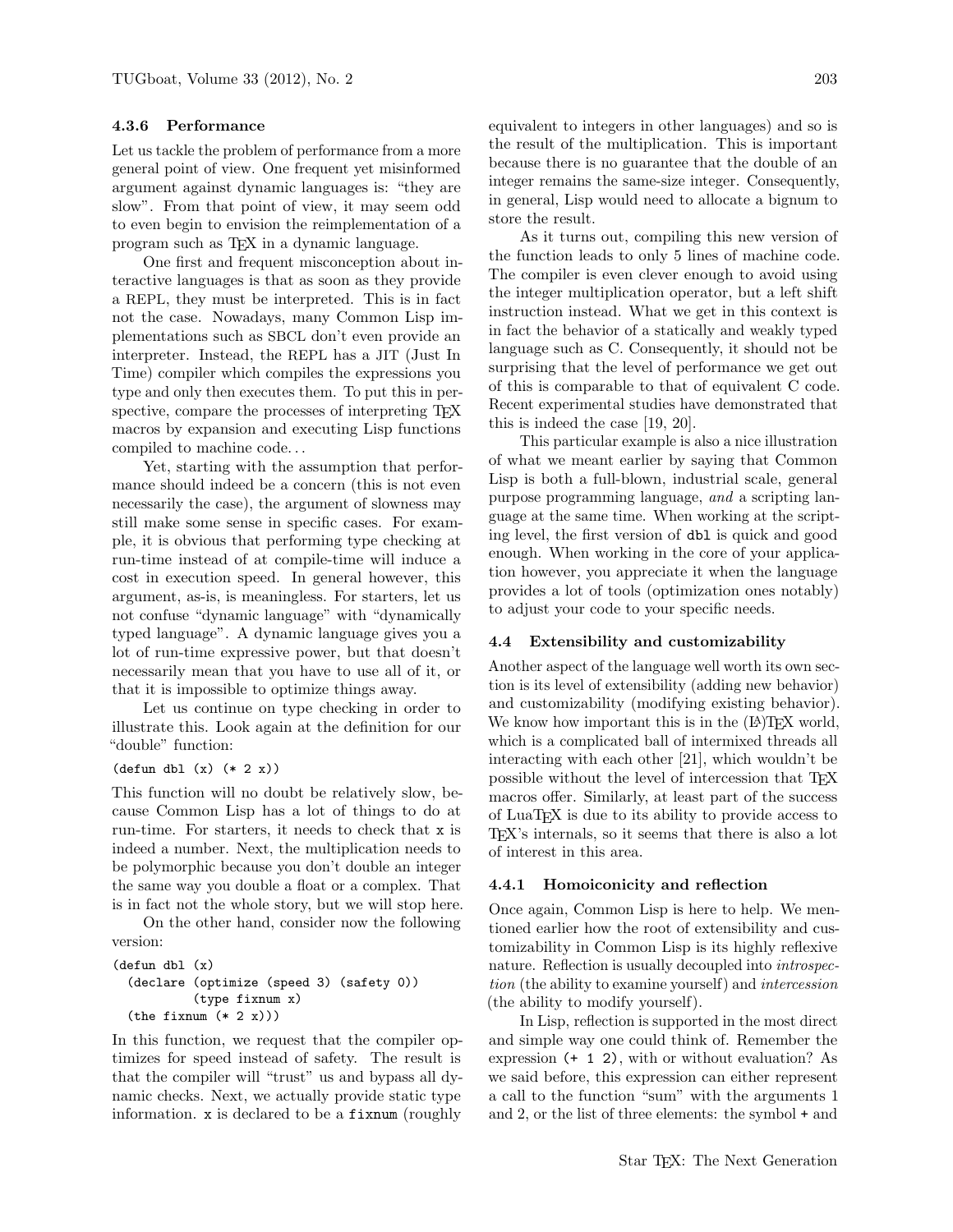#### 4.3.6 Performance

Let us tackle the problem of performance from a more general point of view. One frequent yet misinformed argument against dynamic languages is: "they are slow". From that point of view, it may seem odd to even begin to envision the reimplementation of a program such as TeX in a dynamic language.

One first and frequent misconception about interactive languages is that as soon as they provide a REPL, they must be interpreted. This is in fact not the case. Nowadays, many Common Lisp implementations such as SBCL don't even provide an interpreter. Instead, the REPL has a JIT (Just In Time) compiler which compiles the expressions you type and only then executes them. To put this in perspective, compare the processes of interpreting TeX macros by expansion and executing Lisp functions compiled to machine code...

Yet, starting with the assumption that performance should indeed be a concern (this is not even necessarily the case), the argument of slowness may still make some sense in specific cases. For example, it is obvious that performing type checking at run-time instead of at compile-time will induce a cost in execution speed. In general however, this argument, as-is, is meaningless. For starters, let us not confuse "dynamic language" with "dynamically typed language". A dynamic language gives you a lot of run-time expressive power, but that doesn't necessarily mean that you have to use all of it, or that it is impossible to optimize things away.

Let us continue on type checking in order to illustrate this. Look again at the definition for our "double" function:

```
(defun dbl (x) (* 2 x))
```

This function will no doubt be relatively slow, because Common Lisp has a lot of things to do at run-time. For starters, it needs to check that `x` is indeed a number. Next, the multiplication needs to be polymorphic because you don't double an integer the same way you double a float or a complex. That is in fact not the whole story, but we will stop here.

On the other hand, consider now the following version:

```
(defun dbl (x)
  (declare (optimize (speed 3) (safety 0))
           (type fixnum x)
  (the fixnum (* 2 x)))
```

In this function, we request that the compiler optimizes for speed instead of safety. The result is that the compiler will "trust" us and bypass all dynamic checks. Next, we actually provide static type information. `x` is declared to be a `fixnum` (roughly equivalent to integers in other languages) and so is the result of the multiplication. This is important because there is no guarantee that the double of an integer remains the same-size integer. Consequently, in general, Lisp would need to allocate a bignum to store the result.

As it turns out, compiling this new version of the function leads to only 5 lines of machine code. The compiler is even clever enough to avoid using the integer multiplication operator, but a left shift instruction instead. What we get in this context is in fact the behavior of a statically and weakly typed language such as C. Consequently, it should not be surprising that the level of performance we get out of this is comparable to that of equivalent C code. Recent experimental studies have demonstrated that this is indeed the case [19, 20].

This particular example is also a nice illustration of what we meant earlier by saying that Common Lisp is both a full-blown, industrial scale, general purpose programming language, *and* a scripting language at the same time. When working at the scripting level, the first version of `dbl` is quick and good enough. When working in the core of your application however, you appreciate it when the language provides a lot of tools (optimization ones notably) to adjust your code to your specific needs.

### 4.4 Extensibility and customizability

Another aspect of the language well worth its own section is its level of extensibility (adding new behavior) and customizability (modifying existing behavior). We know how important this is in the (LA)TeX world, which is a complicated ball of intermixed threads all interacting with each other [21], which wouldn't be possible without the level of intercession that TeX macros offer. Similarly, at least part of the success of LuaTeX is due to its ability to provide access to TeX's internals, so it seems that there is also a lot of interest in this area.

#### 4.4.1 Homoiconicity and reflection

Once again, Common Lisp is here to help. We mentioned earlier how the root of extensibility and customizability in Common Lisp is its highly reflexive nature. Reflection is usually decoupled into *introspection* (the ability to examine yourself) and *intercession* (the ability to modify yourself).

In Lisp, reflection is supported in the most direct and simple way one could think of. Remember the expression `(+ 1 2)`, with or without evaluation? As we said before, this expression can either represent a call to the function "sum" with the arguments 1 and 2, or the list of three elements: the symbol `+` and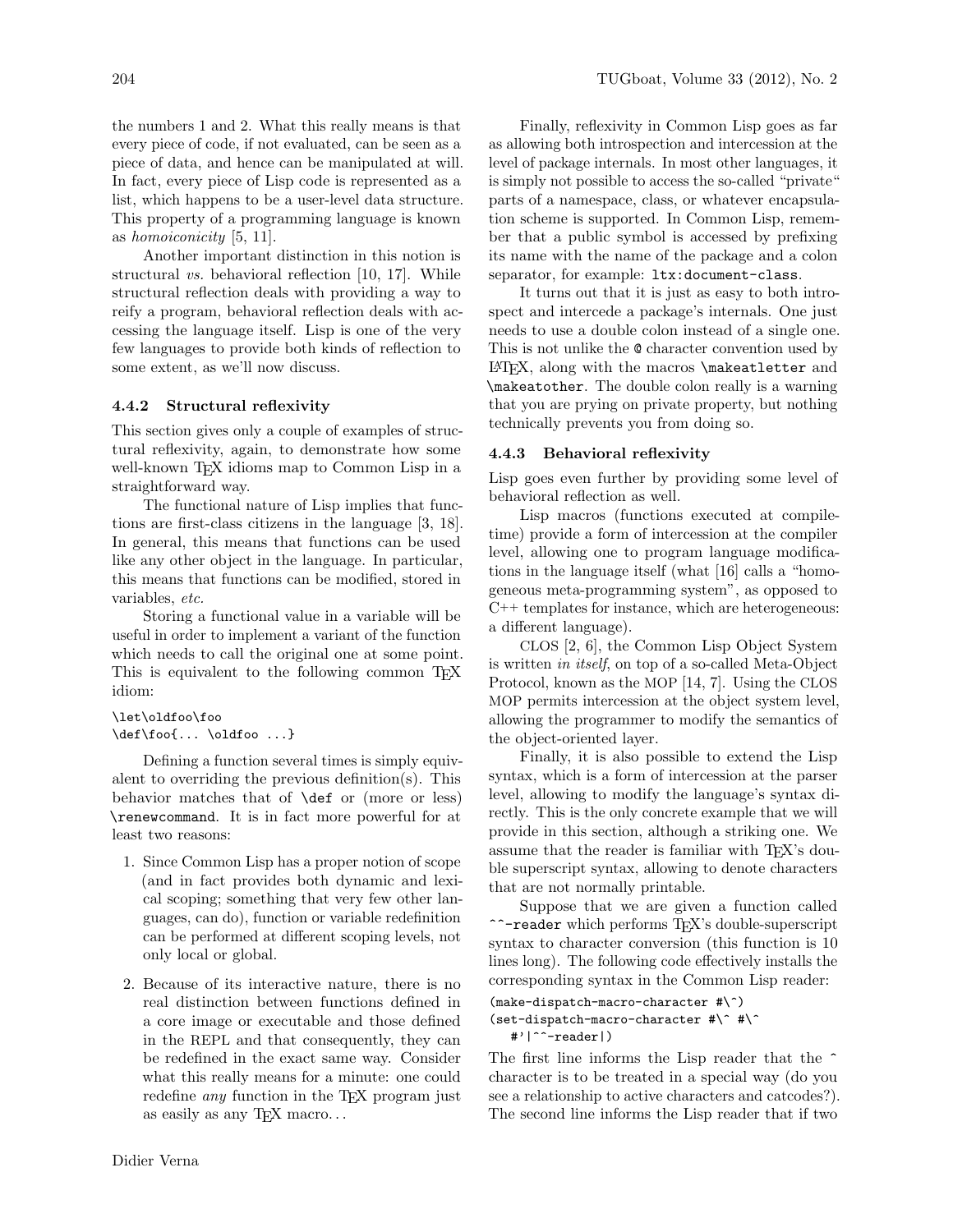the numbers 1 and 2. What this really means is that every piece of code, if not evaluated, can be seen as a piece of data, and hence can be manipulated at will. In fact, every piece of Lisp code is represented as a list, which happens to be a user-level data structure. This property of a programming language is known as *homoiconicity* [5, 11].

Another important distinction in this notion is structural *vs.* behavioral reflection [10, 17]. While structural reflection deals with providing a way to reify a program, behavioral reflection deals with accessing the language itself. Lisp is one of the very few languages to provide both kinds of reflection to some extent, as we'll now discuss.

#### 4.4.2 Structural reflexivity

This section gives only a couple of examples of structural reflexivity, again, to demonstrate how some well-known TeX idioms map to Common Lisp in a straightforward way.

The functional nature of Lisp implies that functions are first-class citizens in the language [3, 18]. In general, this means that functions can be used like any other object in the language. In particular, this means that functions can be modified, stored in variables, *etc.*

Storing a functional value in a variable will be useful in order to implement a variant of the function which needs to call the original one at some point. This is equivalent to the following common TeX idiom:

```
\let\oldfoo\foo
\def\foo{... \oldfoo ...}
```

Defining a function several times is simply equivalent to overriding the previous definition(s). This behavior matches that of `\def` or (more or less) `\renewcommand`. It is in fact more powerful for at least two reasons:

1. Since Common Lisp has a proper notion of scope (and in fact provides both dynamic and lexical scoping; something that very few other languages, can do), function or variable redefinition can be performed at different scoping levels, not only local or global.
2. Because of its interactive nature, there is no real distinction between functions defined in a core image or executable and those defined in the REPL and that consequently, they can be redefined in the exact same way. Consider what this really means for a minute: one could redefine *any* function in the TeX program just as easily as any TeX macro...

Finally, reflexivity in Common Lisp goes as far as allowing both introspection and intercession at the level of package internals. In most other languages, it is simply not possible to access the so-called "private" parts of a namespace, class, or whatever encapsulation scheme is supported. In Common Lisp, remember that a public symbol is accessed by prefixing its name with the name of the package and a colon separator, for example: `ltx:document-class`.

It turns out that it is just as easy to both introspect and intercede a package's internals. One just needs to use a double colon instead of a single one. This is not unlike the `@` character convention used by LaTeX, along with the macros `\makeatletter` and `\makeatother`. The double colon really is a warning that you are prying on private property, but nothing technically prevents you from doing so.

#### 4.4.3 Behavioral reflexivity

Lisp goes even further by providing some level of behavioral reflection as well.

Lisp macros (functions executed at compile-time) provide a form of intercession at the compiler level, allowing one to program language modifications in the language itself (what [16] calls a "homogeneous meta-programming system", as opposed to C++ templates for instance, which are heterogeneous: a different language).

CLOS [2, 6], the Common Lisp Object System is written *in itself*, on top of a so-called Meta-Object Protocol, known as the MOP [14, 7]. Using the CLOS MOP permits intercession at the object system level, allowing the programmer to modify the semantics of the object-oriented layer.

Finally, it is also possible to extend the Lisp syntax, which is a form of intercession at the parser level, allowing to modify the language's syntax directly. This is the only concrete example that we will provide in this section, although a striking one. We assume that the reader is familiar with TeX's double superscript syntax, allowing to denote characters that are not normally printable.

Suppose that we are given a function called `^^-reader` which performs TeX's double-superscript syntax to character conversion (this function is 10 lines long). The following code effectively installs the corresponding syntax in the Common Lisp reader:

```
(make-dispatch-macro-character #\^)
(set-dispatch-macro-character #\^ #\^
   #'|^^-reader|)
```

The first line informs the Lisp reader that the `^` character is to be treated in a special way (do you see a relationship to active characters and catcodes?). The second line informs the Lisp reader that if two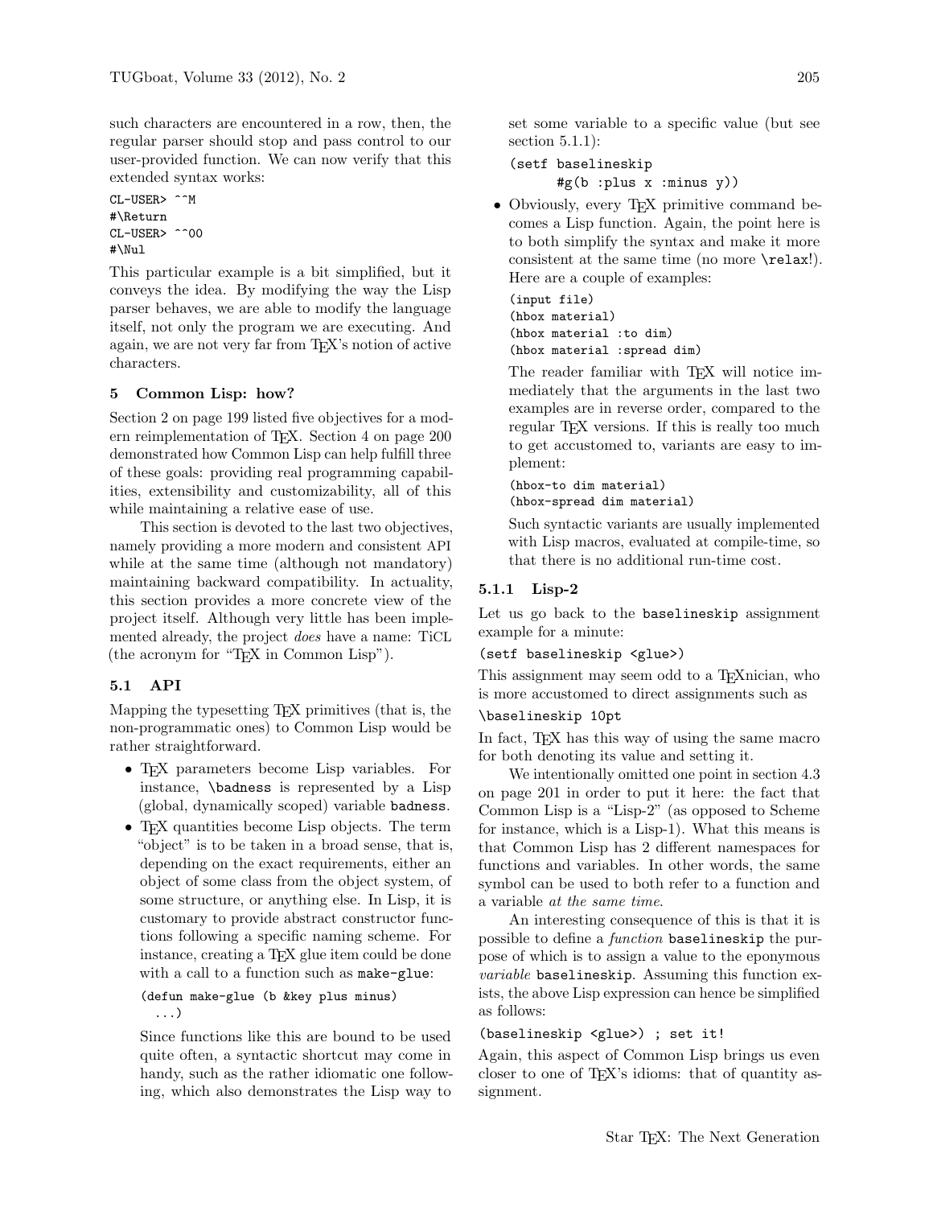such characters are encountered in a row, then, the regular parser should stop and pass control to our user-provided function. We can now verify that this extended syntax works:

```
CL-USER> ^^M
#\Return
CL-USER> ^^00
#\Nul
```

This particular example is a bit simplified, but it conveys the idea. By modifying the way the Lisp parser behaves, we are able to modify the language itself, not only the program we are executing. And again, we are not very far from TeX's notion of active characters.

## 5 Common Lisp: how?

Section 2 on page 199 listed five objectives for a modern reimplementation of TeX. Section 4 on page 200 demonstrated how Common Lisp can help fulfill three of these goals: providing real programming capabilities, extensibility and customizability, all of this while maintaining a relative ease of use.

This section is devoted to the last two objectives, namely providing a more modern and consistent API while at the same time (although not mandatory) maintaining backward compatibility. In actuality, this section provides a more concrete view of the project itself. Although very little has been implemented already, the project *does* have a name: TiCL (the acronym for "TeX in Common Lisp").

### 5.1 API

Mapping the typesetting TeX primitives (that is, the non-programmatic ones) to Common Lisp would be rather straightforward.

- TeX parameters become Lisp variables. For instance, `\badness` is represented by a Lisp (global, dynamically scoped) variable `badness`.
- TeX quantities become Lisp objects. The term "object" is to be taken in a broad sense, that is, depending on the exact requirements, either an object of some class from the object system, of some structure, or anything else. In Lisp, it is customary to provide abstract constructor functions following a specific naming scheme. For instance, creating a TeX glue item could be done with a call to a function such as `make-glue`:

  ```
  (defun make-glue (b &key plus minus)
    ...)
  ```

  Since functions like this are bound to be used quite often, a syntactic shortcut may come in handy, such as the rather idiomatic one following, which also demonstrates the Lisp way to set some variable to a specific value (but see section 5.1.1):

  ```
  (setf baselineskip
        #g(b :plus x :minus y))
  ```

- Obviously, every TeX primitive command becomes a Lisp function. Again, the point here is to both simplify the syntax and make it more consistent at the same time (no more `\relax`!). Here are a couple of examples:

  ```
  (input file)
  (hbox material)
  (hbox material :to dim)
  (hbox material :spread dim)
  ```

  The reader familiar with TeX will notice immediately that the arguments in the last two examples are in reverse order, compared to the regular TeX versions. If this is really too much to get accustomed to, variants are easy to implement:

  ```
  (hbox-to dim material)
  (hbox-spread dim material)
  ```

  Such syntactic variants are usually implemented with Lisp macros, evaluated at compile-time, so that there is no additional run-time cost.

#### 5.1.1 Lisp-2

Let us go back to the `baselineskip` assignment example for a minute:

```
(setf baselineskip <glue>)
```

This assignment may seem odd to a TeXnician, who is more accustomed to direct assignments such as

```
\baselineskip 10pt
```

In fact, TeX has this way of using the same macro for both denoting its value and setting it.

We intentionally omitted one point in section 4.3 on page 201 in order to put it here: the fact that Common Lisp is a "Lisp-2" (as opposed to Scheme for instance, which is a Lisp-1). What this means is that Common Lisp has 2 different namespaces for functions and variables. In other words, the same symbol can be used to both refer to a function and a variable *at the same time*.

An interesting consequence of this is that it is possible to define a *function* `baselineskip` the purpose of which is to assign a value to the eponymous *variable* `baselineskip`. Assuming this function exists, the above Lisp expression can hence be simplified as follows:

```
(baselineskip <glue>) ; set it!
```

Again, this aspect of Common Lisp brings us even closer to one of TeX's idioms: that of quantity assignment.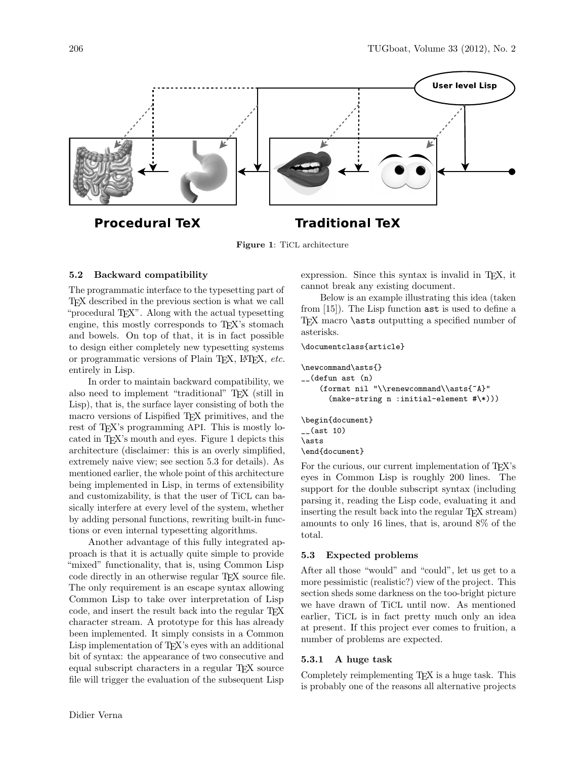Figure 1: TiCL architecture

### 5.2 Backward compatibility

The programmatic interface to the typesetting part of TeX described in the previous section is what we call "procedural TeX". Along with the actual typesetting engine, this mostly corresponds to TeX's stomach and bowels. On top of that, it is in fact possible to design either completely new typesetting systems or programmatic versions of Plain TeX, LaTeX, *etc.* entirely in Lisp.

In order to maintain backward compatibility, we also need to implement "traditional" TeX (still in Lisp), that is, the surface layer consisting of both the macro versions of Lispified TeX primitives, and the rest of TeX's programming API. This is mostly located in TeX's mouth and eyes. Figure 1 depicts this architecture (disclaimer: this is an overly simplified, extremely naive view; see section 5.3 for details). As mentioned earlier, the whole point of this architecture being implemented in Lisp, in terms of extensibility and customizability, is that the user of TiCL can basically interfere at every level of the system, whether by adding personal functions, rewriting built-in functions or even internal typesetting algorithms.

Another advantage of this fully integrated approach is that it is actually quite simple to provide "mixed" functionality, that is, using Common Lisp code directly in an otherwise regular TeX source file. The only requirement is an escape syntax allowing Common Lisp to take over interpretation of Lisp code, and insert the result back into the regular TeX character stream. A prototype for this has already been implemented. It simply consists in a Common Lisp implementation of TeX's eyes with an additional bit of syntax: the appearance of two consecutive and equal subscript characters in a regular TeX source file will trigger the evaluation of the subsequent Lisp expression. Since this syntax is invalid in TeX, it cannot break any existing document.

Below is an example illustrating this idea (taken from [15]). The Lisp function `ast` is used to define a TeX macro `\asts` outputting a specified number of asterisks.

```
\documentclass{article}

\newcommand\asts{}
__(defun ast (n)
    (format nil "\\renewcommand\\asts{~A}"
      (make-string n :initial-element #\*)))

\begin{document}
__(ast 10)
\asts
\end{document}
```

For the curious, our current implementation of TeX's eyes in Common Lisp is roughly 200 lines. The support for the double subscript syntax (including parsing it, reading the Lisp code, evaluating it and inserting the result back into the regular TeX stream) amounts to only 16 lines, that is, around 8% of the total.

### 5.3 Expected problems

After all those "would" and "could", let us get to a more pessimistic (realistic?) view of the project. This section sheds some darkness on the too-bright picture we have drawn of TiCL until now. As mentioned earlier, TiCL is in fact pretty much only an idea at present. If this project ever comes to fruition, a number of problems are expected.

#### 5.3.1 A huge task

Completely reimplementing TeX is a huge task. This is probably one of the reasons all alternative projects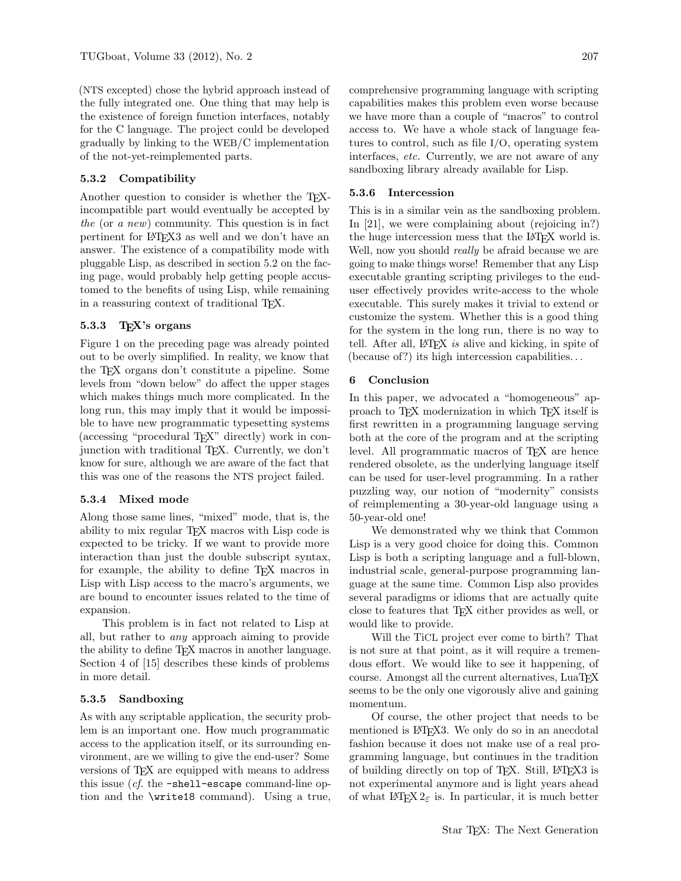(NTS excepted) chose the hybrid approach instead of the fully integrated one. One thing that may help is the existence of foreign function interfaces, notably for the C language. The project could be developed gradually by linking to the WEB/C implementation of the not-yet-reimplemented parts.

### 5.3.2 Compatibility

Another question to consider is whether the TeX-incompatible part would eventually be accepted by *the* (or *a new*) community. This question is in fact pertinent for LaTeX3 as well and we don't have an answer. The existence of a compatibility mode with pluggable Lisp, as described in section 5.2 on the facing page, would probably help getting people accustomed to the benefits of using Lisp, while remaining in a reassuring context of traditional TeX.

### 5.3.3 TeX's organs

Figure 1 on the preceding page was already pointed out to be overly simplified. In reality, we know that the TeX organs don't constitute a pipeline. Some levels from "down below" do affect the upper stages which makes things much more complicated. In the long run, this may imply that it would be impossible to have new programmatic typesetting systems (accessing "procedural TeX" directly) work in conjunction with traditional TeX. Currently, we don't know for sure, although we are aware of the fact that this was one of the reasons the NTS project failed.

### 5.3.4 Mixed mode

Along those same lines, "mixed" mode, that is, the ability to mix regular TeX macros with Lisp code is expected to be tricky. If we want to provide more interaction than just the double subscript syntax, for example, the ability to define TeX macros in Lisp with Lisp access to the macro's arguments, we are bound to encounter issues related to the time of expansion.

This problem is in fact not related to Lisp at all, but rather to *any* approach aiming to provide the ability to define TeX macros in another language. Section 4 of [15] describes these kinds of problems in more detail.

### 5.3.5 Sandboxing

As with any scriptable application, the security problem is an important one. How much programmatic access to the application itself, or its surrounding environment, are we willing to give the end-user? Some versions of TeX are equipped with means to address this issue (*cf.* the `-shell-escape` command-line option and the `\write18` command). Using a true, comprehensive programming language with scripting capabilities makes this problem even worse because we have more than a couple of "macros" to control access to. We have a whole stack of language features to control, such as file I/O, operating system interfaces, *etc.* Currently, we are not aware of any sandboxing library already available for Lisp.

### 5.3.6 Intercession

This is in a similar vein as the sandboxing problem. In [21], we were complaining about (rejoicing in?) the huge intercession mess that the LaTeX world is. Well, now you should *really* be afraid because we are going to make things worse! Remember that any Lisp executable granting scripting privileges to the end-user effectively provides write-access to the whole executable. This surely makes it trivial to extend or customize the system. Whether this is a good thing for the system in the long run, there is no way to tell. After all, LaTeX *is* alive and kicking, in spite of (because of?) its high intercession capabilities...

## 6 Conclusion

In this paper, we advocated a "homogeneous" approach to TeX modernization in which TeX itself is first rewritten in a programming language serving both at the core of the program and at the scripting level. All programmatic macros of TeX are hence rendered obsolete, as the underlying language itself can be used for user-level programming. In a rather puzzling way, our notion of "modernity" consists of reimplementing a 30-year-old language using a 50-year-old one!

We demonstrated why we think that Common Lisp is a very good choice for doing this. Common Lisp is both a scripting language and a full-blown, industrial scale, general-purpose programming language at the same time. Common Lisp also provides several paradigms or idioms that are actually quite close to features that TeX either provides as well, or would like to provide.

Will the TiCL project ever come to birth? That is not sure at that point, as it will require a tremendous effort. We would like to see it happening, of course. Amongst all the current alternatives, LuaTeX seems to be the only one vigorously alive and gaining momentum.

Of course, the other project that needs to be mentioned is LaTeX3. We only do so in an anecdotal fashion because it does not make use of a real programming language, but continues in the tradition of building directly on top of TeX. Still, LaTeX3 is not experimental anymore and is light years ahead of what LaTeX $2_\varepsilon$ is. In particular, it is much better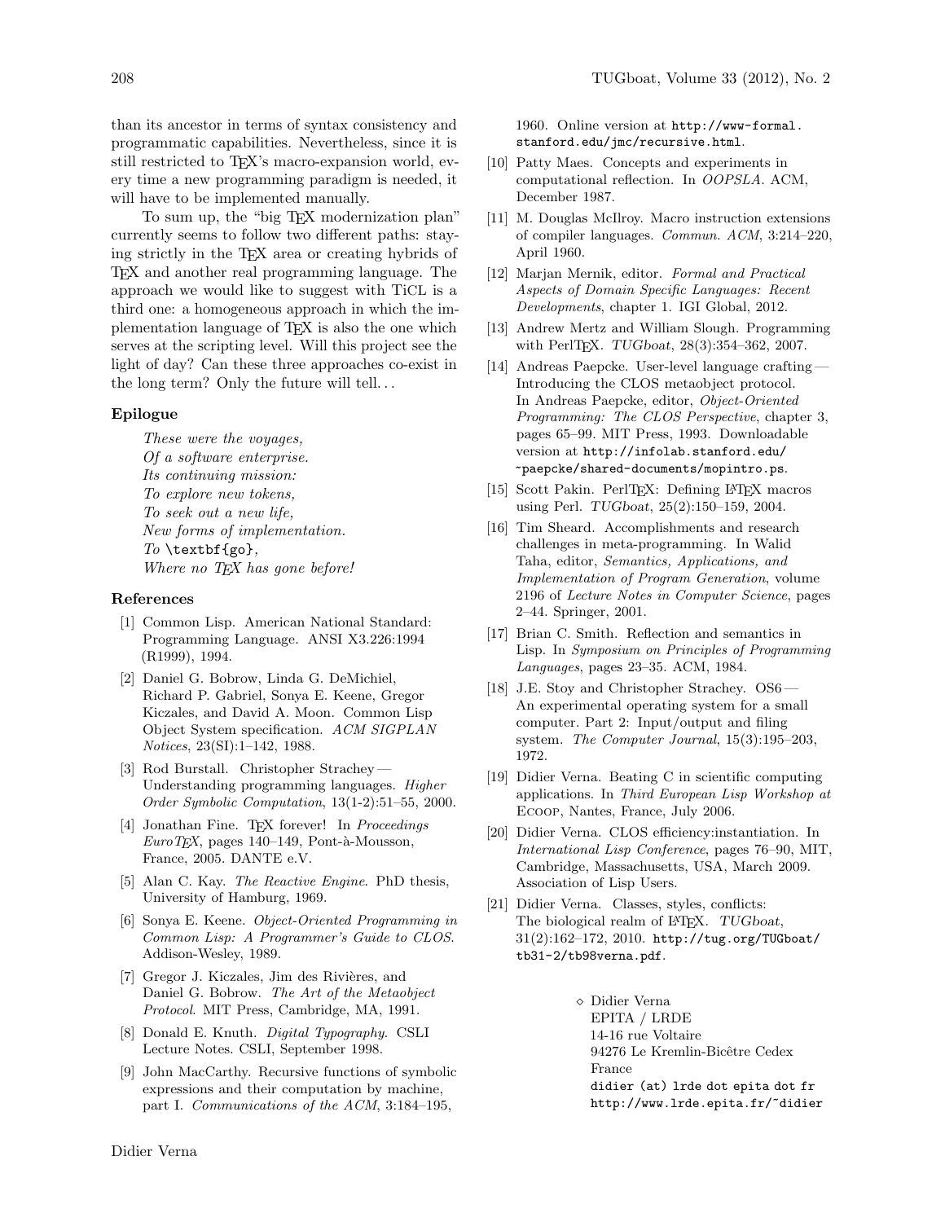than its ancestor in terms of syntax consistency and programmatic capabilities. Nevertheless, since it is still restricted to TeX's macro-expansion world, every time a new programming paradigm is needed, it will have to be implemented manually.

To sum up, the "big TeX modernization plan" currently seems to follow two different paths: staying strictly in the TeX area or creating hybrids of TeX and another real programming language. The approach we would like to suggest with TiCL is a third one: a homogeneous approach in which the implementation language of TeX is also the one which serves at the scripting level. Will this project see the light of day? Can these three approaches co-exist in the long term? Only the future will tell…

### Epilogue

*These were the voyages,*  
*Of a software enterprise.*  
*Its continuing mission:*  
*To explore new tokens,*  
*To seek out a new life,*  
*New forms of implementation.*  
*To* `\textbf{go}`*,*  
*Where no TeX has gone before!*

### References

[1] Common Lisp. American National Standard: Programming Language. ANSI X3.226:1994 (R1999), 1994.

[2] Daniel G. Bobrow, Linda G. DeMichiel, Richard P. Gabriel, Sonya E. Keene, Gregor Kiczales, and David A. Moon. Common Lisp Object System specification. *ACM SIGPLAN Notices*, 23(SI):1–142, 1988.

[3] Rod Burstall. Christopher Strachey — Understanding programming languages. *Higher Order Symbolic Computation*, 13(1-2):51–55, 2000.

[4] Jonathan Fine. TeX forever! In *Proceedings EuroTeX*, pages 140–149, Pont-à-Mousson, France, 2005. DANTE e.V.

[5] Alan C. Kay. *The Reactive Engine*. PhD thesis, University of Hamburg, 1969.

[6] Sonya E. Keene. *Object-Oriented Programming in Common Lisp: A Programmer's Guide to CLOS*. Addison-Wesley, 1989.

[7] Gregor J. Kiczales, Jim des Rivières, and Daniel G. Bobrow. *The Art of the Metaobject Protocol*. MIT Press, Cambridge, MA, 1991.

[8] Donald E. Knuth. *Digital Typography*. CSLI Lecture Notes. CSLI, September 1998.

[9] John MacCarthy. Recursive functions of symbolic expressions and their computation by machine, part I. *Communications of the ACM*, 3:184–195, 1960. Online version at `http://www-formal.stanford.edu/jmc/recursive.html`.

[10] Patty Maes. Concepts and experiments in computational reflection. In *OOPSLA*. ACM, December 1987.

[11] M. Douglas McIlroy. Macro instruction extensions of compiler languages. *Commun. ACM*, 3:214–220, April 1960.

[12] Marjan Mernik, editor. *Formal and Practical Aspects of Domain Specific Languages: Recent Developments*, chapter 1. IGI Global, 2012.

[13] Andrew Mertz and William Slough. Programming with PerlTeX. *TUGboat*, 28(3):354–362, 2007.

[14] Andreas Paepcke. User-level language crafting — Introducing the CLOS metaobject protocol. In Andreas Paepcke, editor, *Object-Oriented Programming: The CLOS Perspective*, chapter 3, pages 65–99. MIT Press, 1993. Downloadable version at `http://infolab.stanford.edu/~paepcke/shared-documents/mopintro.ps`.

[15] Scott Pakin. PerlTeX: Defining LaTeX macros using Perl. *TUGboat*, 25(2):150–159, 2004.

[16] Tim Sheard. Accomplishments and research challenges in meta-programming. In Walid Taha, editor, *Semantics, Applications, and Implementation of Program Generation*, volume 2196 of *Lecture Notes in Computer Science*, pages 2–44. Springer, 2001.

[17] Brian C. Smith. Reflection and semantics in Lisp. In *Symposium on Principles of Programming Languages*, pages 23–35. ACM, 1984.

[18] J.E. Stoy and Christopher Strachey. OS6 — An experimental operating system for a small computer. Part 2: Input/output and filing system. *The Computer Journal*, 15(3):195–203, 1972.

[19] Didier Verna. Beating C in scientific computing applications. In *Third European Lisp Workshop at* Ecoop, Nantes, France, July 2006.

[20] Didier Verna. CLOS efficiency:instantiation. In *International Lisp Conference*, pages 76–90, MIT, Cambridge, Massachusetts, USA, March 2009. Association of Lisp Users.

[21] Didier Verna. Classes, styles, conflicts: The biological realm of LaTeX. *TUGboat*, 31(2):162–172, 2010. `http://tug.org/TUGboat/tb31-2/tb98verna.pdf`.

⋄ Didier Verna  
EPITA / LRDE  
14-16 rue Voltaire  
94276 Le Kremlin-Bicêtre Cedex  
France  
`didier (at) lrde dot epita dot fr`  
`http://www.lrde.epita.fr/~didier`